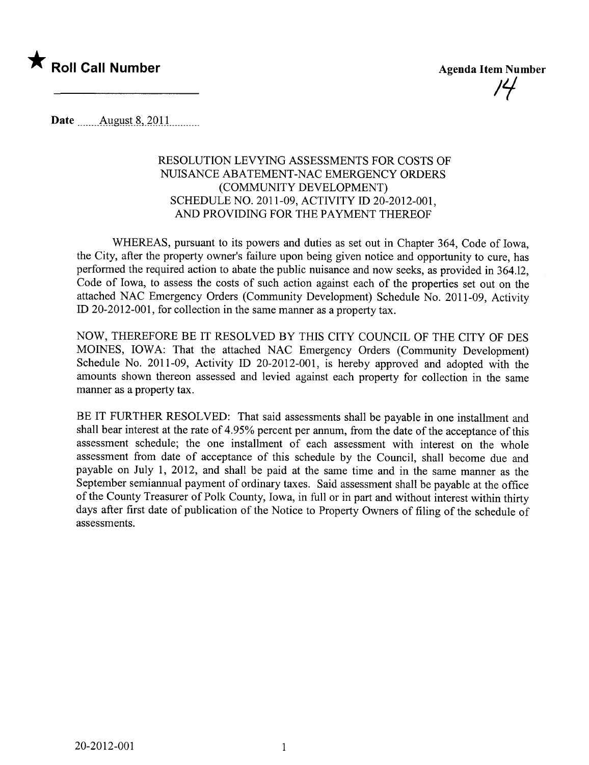★ **Roll Call Number**

**Agenda Item Number**

14

**Date** August 8, 2011

RESOLUTION LEVYING ASSESSMENTS FOR COSTS OF NUISANCE ABATEMENT-NAC EMERGENCY ORDERS (COMMUNITY DEVELOPMENT) SCHEDULE NO. 2011-09, ACTIVITY ID 20-2012-001, AND PROVIDING FOR THE PAYMENT THEREOF

WHEREAS, pursuant to its powers and duties as set out in Chapter 364, Code of Iowa, the City, after the property owner's failure upon being given notice and opportunity to cure, has performed the required action to abate the public nuisance and now seeks, as provided in 364.12, Code of Iowa, to assess the costs of such action against each of the properties set out on the attached NAC Emergency Orders (Community Development) Schedule No. 2011-09, Activity ID 20-2012-001, for collection in the same manner as a property tax.

NOW, THEREFORE BE IT RESOLVED BY THIS CITY COUNCIL OF THE CITY OF DES MOINES, IOWA: That the attached NAC Emergency Orders (Community Development) Schedule No. 2011-09, Activity ID 20-2012-001, is hereby approved and adopted with the amounts shown thereon assessed and levied against each property for collection in the same manner as a property tax.

BE IT FURTHER RESOLVED: That said assessments shall be payable in one installment and shall bear interest at the rate of 4.95% percent per annum, from the date of the acceptance of this assessment schedule; the one installment of each assessment with interest on the whole assessment from date of acceptance of this schedule by the Council, shall become due and payable on July 1, 2012, and shall be paid at the same time and in the same manner as the September semiannual payment of ordinary taxes. Said assessment shall be payable at the office of the County Treasurer of Polk County, Iowa, in full or in part and without interest within thirty days after first date of publication of the Notice to Property Owners of filing of the schedule of assessments.

20-2012-001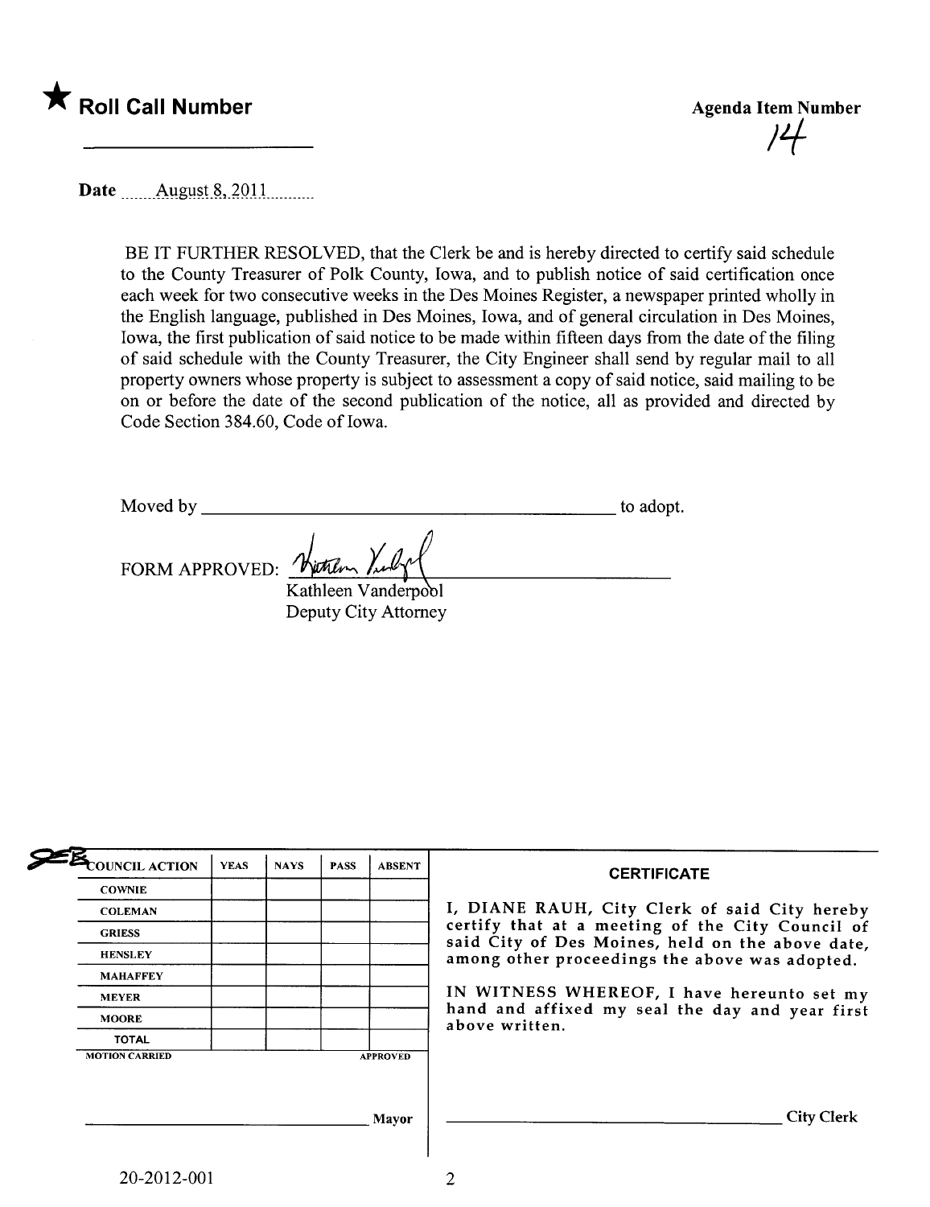★ **Roll Call Number**

**Agenda Item Number**
14

**Date** August 8, 2011

BE IT FURTHER RESOLVED, that the Clerk be and is hereby directed to certify said schedule to the County Treasurer of Polk County, Iowa, and to publish notice of said certification once each week for two consecutive weeks in the Des Moines Register, a newspaper printed wholly in the English language, published in Des Moines, Iowa, and of general circulation in Des Moines, Iowa, the first publication of said notice to be made within fifteen days from the date of the filing of said schedule with the County Treasurer, the City Engineer shall send by regular mail to all property owners whose property is subject to assessment a copy of said notice, said mailing to be on or before the date of the second publication of the notice, all as provided and directed by Code Section 384.60, Code of Iowa.

Moved by ______________________________ to adopt.

FORM APPROVED: Kathleen Vanderpool
Kathleen Vanderpool
Deputy City Attorney

| COUNCIL ACTION | YEAS | NAYS | PASS | ABSENT |
|---|---|---|---|---|
| COWNIE | | | | |
| COLEMAN | | | | |
| GRIESS | | | | |
| HENSLEY | | | | |
| MAHAFFEY | | | | |
| MEYER | | | | |
| MOORE | | | | |
| TOTAL | | | | |

MOTION CARRIED APPROVED

______________________________ Mayor

**CERTIFICATE**

I, DIANE RAUH, City Clerk of said City hereby certify that at a meeting of the City Council of said City of Des Moines, held on the above date, among other proceedings the above was adopted.

IN WITNESS WHEREOF, I have hereunto set my hand and affixed my seal the day and year first above written.

______________________________ City Clerk

20-2012-001